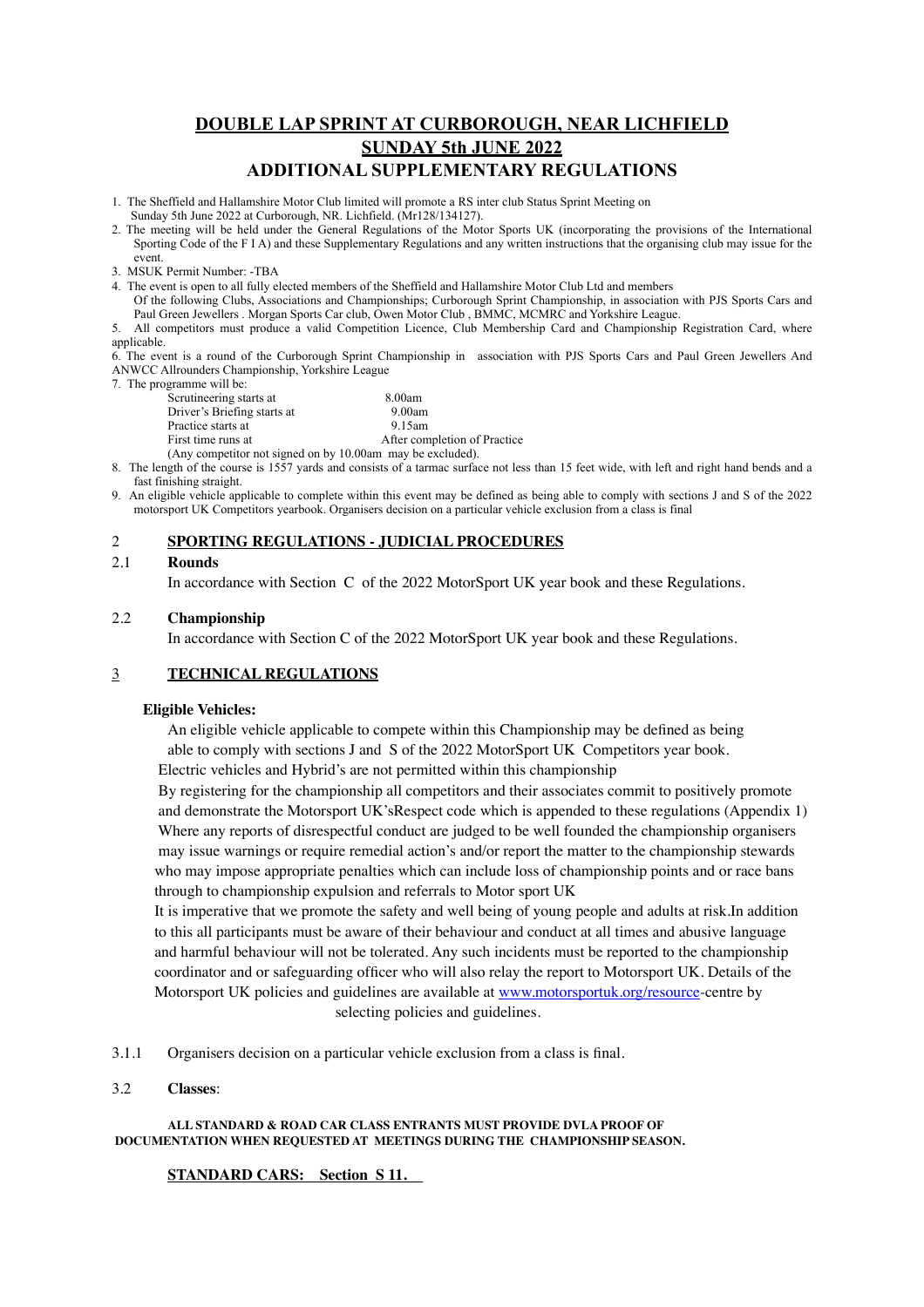# DOUBLE LAP SPRINT AT CURBOROUGH, NEAR LICHFIELD

## SUNDAY 5th JUNE 2022

## ADDITIONAL SUPPLEMENTARY REGULATIONS

1. The Sheffield and Hallamshire Motor Club limited will promote a RS inter club Status Sprint Meeting on Sunday 5th June 2022 at Curborough, NR. Lichfield. (Mr128/134127).
2. The meeting will be held under the General Regulations of the Motor Sports UK (incorporating the provisions of the International Sporting Code of the F I A) and these Supplementary Regulations and any written instructions that the organising club may issue for the event.
3. MSUK Permit Number: -TBA
4. The event is open to all fully elected members of the Sheffield and Hallamshire Motor Club Ltd and members Of the following Clubs, Associations and Championships; Curborough Sprint Championship, in association with PJS Sports Cars and Paul Green Jewellers . Morgan Sports Car club, Owen Motor Club , BMMC, MCMRC and Yorkshire League.
5. All competitors must produce a valid Competition Licence, Club Membership Card and Championship Registration Card, where applicable.
6. The event is a round of the Curborough Sprint Championship in association with PJS Sports Cars and Paul Green Jewellers And ANWCC Allrounders Championship, Yorkshire League
7. The programme will be:

| | |
|---|---|
| Scrutineering starts at | 8.00am |
| Driver's Briefing starts at | 9.00am |
| Practice starts at | 9.15am |
| First time runs at | After completion of Practice |

(Any competitor not signed on by 10.00am may be excluded).

8. The length of the course is 1557 yards and consists of a tarmac surface not less than 15 feet wide, with left and right hand bends and a fast finishing straight.
9. An eligible vehicle applicable to complete within this event may be defined as being able to comply with sections J and S of the 2022 motorsport UK Competitors yearbook. Organisers decision on a particular vehicle exclusion from a class is final

## 2 SPORTING REGULATIONS - JUDICIAL PROCEDURES

### 2.1 Rounds

In accordance with Section C of the 2022 MotorSport UK year book and these Regulations.

### 2.2 Championship

In accordance with Section C of the 2022 MotorSport UK year book and these Regulations.

## 3 TECHNICAL REGULATIONS

**Eligible Vehicles:**

An eligible vehicle applicable to compete within this Championship may be defined as being able to comply with sections J and S of the 2022 MotorSport UK Competitors year book.

Electric vehicles and Hybrid's are not permitted within this championship

By registering for the championship all competitors and their associates commit to positively promote and demonstrate the Motorsport UK'sRespect code which is appended to these regulations (Appendix 1) Where any reports of disrespectful conduct are judged to be well founded the championship organisers may issue warnings or require remedial action's and/or report the matter to the championship stewards who may impose appropriate penalties which can include loss of championship points and or race bans through to championship expulsion and referrals to Motor sport UK

It is imperative that we promote the safety and well being of young people and adults at risk.In addition to this all participants must be aware of their behaviour and conduct at all times and abusive language and harmful behaviour will not be tolerated. Any such incidents must be reported to the championship coordinator and or safeguarding officer who will also relay the report to Motorsport UK. Details of the Motorsport UK policies and guidelines are available at www.motorsportuk.org/resource-centre by selecting policies and guidelines.

3.1.1 Organisers decision on a particular vehicle exclusion from a class is final.

### 3.2 Classes:

**ALL STANDARD & ROAD CAR CLASS ENTRANTS MUST PROVIDE DVLA PROOF OF DOCUMENTATION WHEN REQUESTED AT MEETINGS DURING THE CHAMPIONSHIP SEASON.**

**STANDARD CARS: Section S 11.**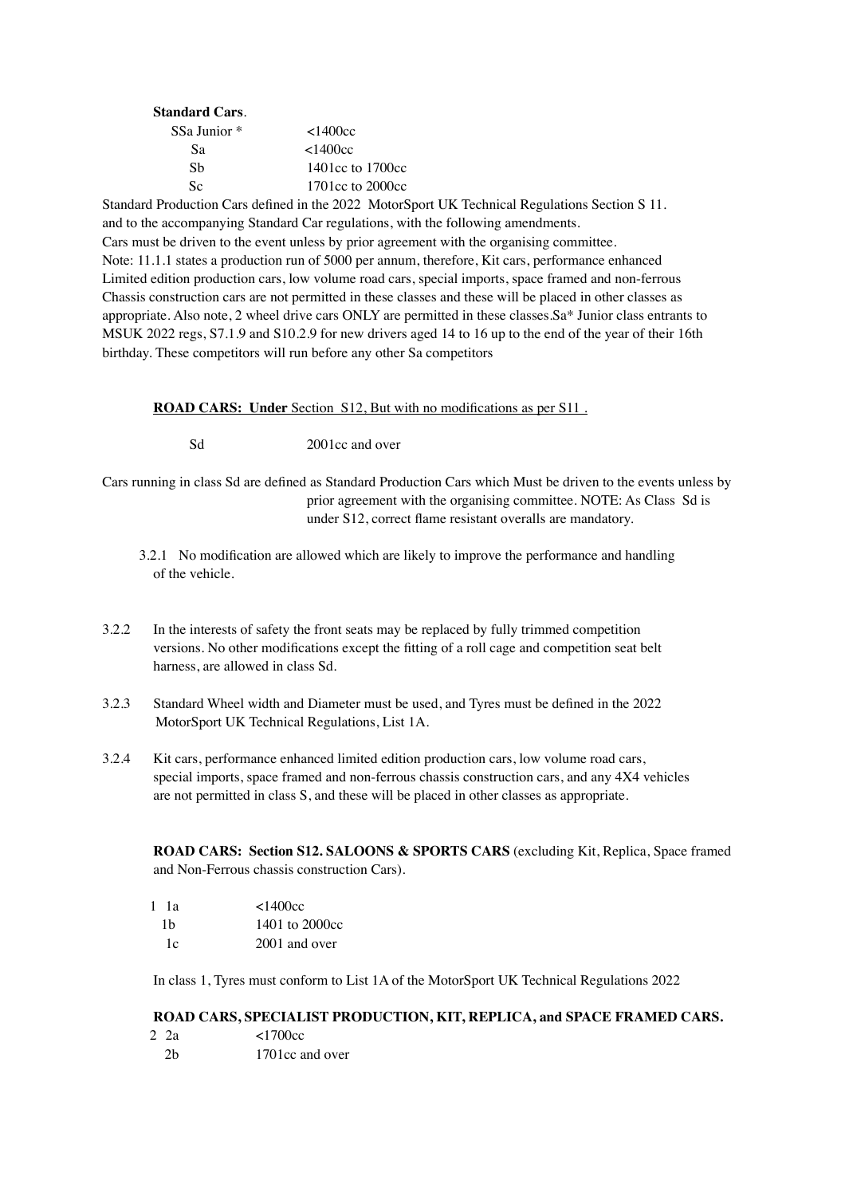**Standard Cars**.

| | |
|---|---|
| SSa Junior * | <1400cc |
| Sa | <1400cc |
| Sb | 1401cc to 1700cc |
| Sc | 1701cc to 2000cc |

Standard Production Cars defined in the 2022 MotorSport UK Technical Regulations Section S 11. and to the accompanying Standard Car regulations, with the following amendments.
Cars must be driven to the event unless by prior agreement with the organising committee.
Note: 11.1.1 states a production run of 5000 per annum, therefore, Kit cars, performance enhanced Limited edition production cars, low volume road cars, special imports, space framed and non-ferrous Chassis construction cars are not permitted in these classes and these will be placed in other classes as appropriate. Also note, 2 wheel drive cars ONLY are permitted in these classes.Sa* Junior class entrants to MSUK 2022 regs, S7.1.9 and S10.2.9 for new drivers aged 14 to 16 up to the end of the year of their 16th birthday. These competitors will run before any other Sa competitors

<u>**ROAD CARS: Under** Section S12, But with no modifications as per S11 .</u>

| | |
|---|---|
| Sd | 2001cc and over |

Cars running in class Sd are defined as Standard Production Cars which Must be driven to the events unless by prior agreement with the organising committee. NOTE: As Class Sd is under S12, correct flame resistant overalls are mandatory.

3.2.1 No modification are allowed which are likely to improve the performance and handling of the vehicle.

3.2.2 In the interests of safety the front seats may be replaced by fully trimmed competition versions. No other modifications except the fitting of a roll cage and competition seat belt harness, are allowed in class Sd.

3.2.3 Standard Wheel width and Diameter must be used, and Tyres must be defined in the 2022 MotorSport UK Technical Regulations, List 1A.

3.2.4 Kit cars, performance enhanced limited edition production cars, low volume road cars, special imports, space framed and non-ferrous chassis construction cars, and any 4X4 vehicles are not permitted in class S, and these will be placed in other classes as appropriate.

**ROAD CARS: Section S12. SALOONS & SPORTS CARS** (excluding Kit, Replica, Space framed and Non-Ferrous chassis construction Cars).

| | | |
|---|---|---|
| 1 | 1a | <1400cc |
| | 1b | 1401 to 2000cc |
| | 1c | 2001 and over |

In class 1, Tyres must conform to List 1A of the MotorSport UK Technical Regulations 2022

**ROAD CARS, SPECIALIST PRODUCTION, KIT, REPLICA, and SPACE FRAMED CARS.**

| | | |
|---|---|---|
| 2 | 2a | <1700cc |
| | 2b | 1701cc and over |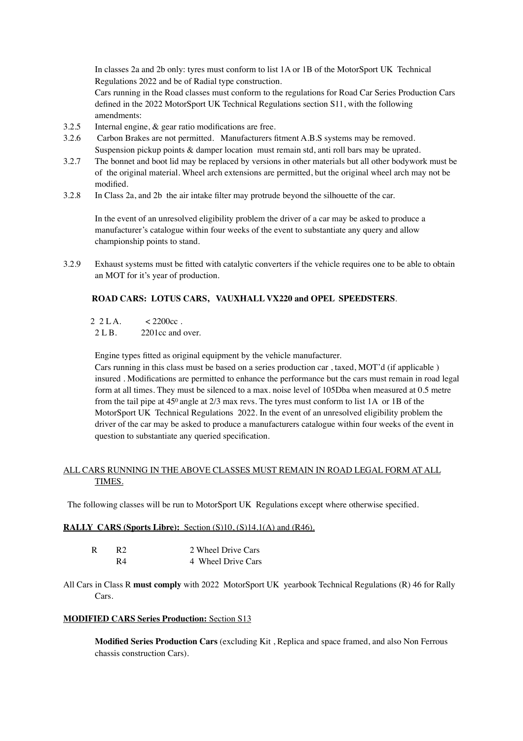In classes 2a and 2b only: tyres must conform to list 1A or 1B of the MotorSport UK Technical Regulations 2022 and be of Radial type construction.

Cars running in the Road classes must conform to the regulations for Road Car Series Production Cars defined in the 2022 MotorSport UK Technical Regulations section S11, with the following amendments:

3.2.5 Internal engine, & gear ratio modifications are free.

3.2.6 Carbon Brakes are not permitted. Manufacturers fitment A.B.S systems may be removed. Suspension pickup points & damper location must remain std, anti roll bars may be uprated.

3.2.7 The bonnet and boot lid may be replaced by versions in other materials but all other bodywork must be of the original material. Wheel arch extensions are permitted, but the original wheel arch may not be modified.

3.2.8 In Class 2a, and 2b the air intake filter may protrude beyond the silhouette of the car.

In the event of an unresolved eligibility problem the driver of a car may be asked to produce a manufacturer's catalogue within four weeks of the event to substantiate any query and allow championship points to stand.

3.2.9 Exhaust systems must be fitted with catalytic converters if the vehicle requires one to be able to obtain an MOT for it's year of production.

**ROAD CARS: LOTUS CARS, VAUXHALL VX220 and OPEL SPEEDSTERS**.

| | | |
|---|---|---|
| 2 | 2 L A. | < 2200cc . |
| | 2 L B. | 2201cc and over. |

Engine types fitted as original equipment by the vehicle manufacturer.

Cars running in this class must be based on a series production car , taxed, MOT'd (if applicable ) insured . Modifications are permitted to enhance the performance but the cars must remain in road legal form at all times. They must be silenced to a max. noise level of 105Dba when measured at 0.5 metre from the tail pipe at $45^0$ angle at 2/3 max revs. The tyres must conform to list 1A or 1B of the MotorSport UK Technical Regulations 2022. In the event of an unresolved eligibility problem the driver of the car may be asked to produce a manufacturers catalogue within four weeks of the event in question to substantiate any queried specification.

ALL CARS RUNNING IN THE ABOVE CLASSES MUST REMAIN IN ROAD LEGAL FORM AT ALL TIMES.

The following classes will be run to MotorSport UK Regulations except where otherwise specified.

**RALLY CARS (Sports Libre):** Section (S)10, (S)14.1(A) and (R46).

| | | |
|---|---|---|
| R | R2 | 2 Wheel Drive Cars |
| | R4 | 4 Wheel Drive Cars |

All Cars in Class R **must comply** with 2022 MotorSport UK yearbook Technical Regulations (R) 46 for Rally Cars.

**MODIFIED CARS Series Production:** Section S13

**Modified Series Production Cars** (excluding Kit , Replica and space framed, and also Non Ferrous chassis construction Cars).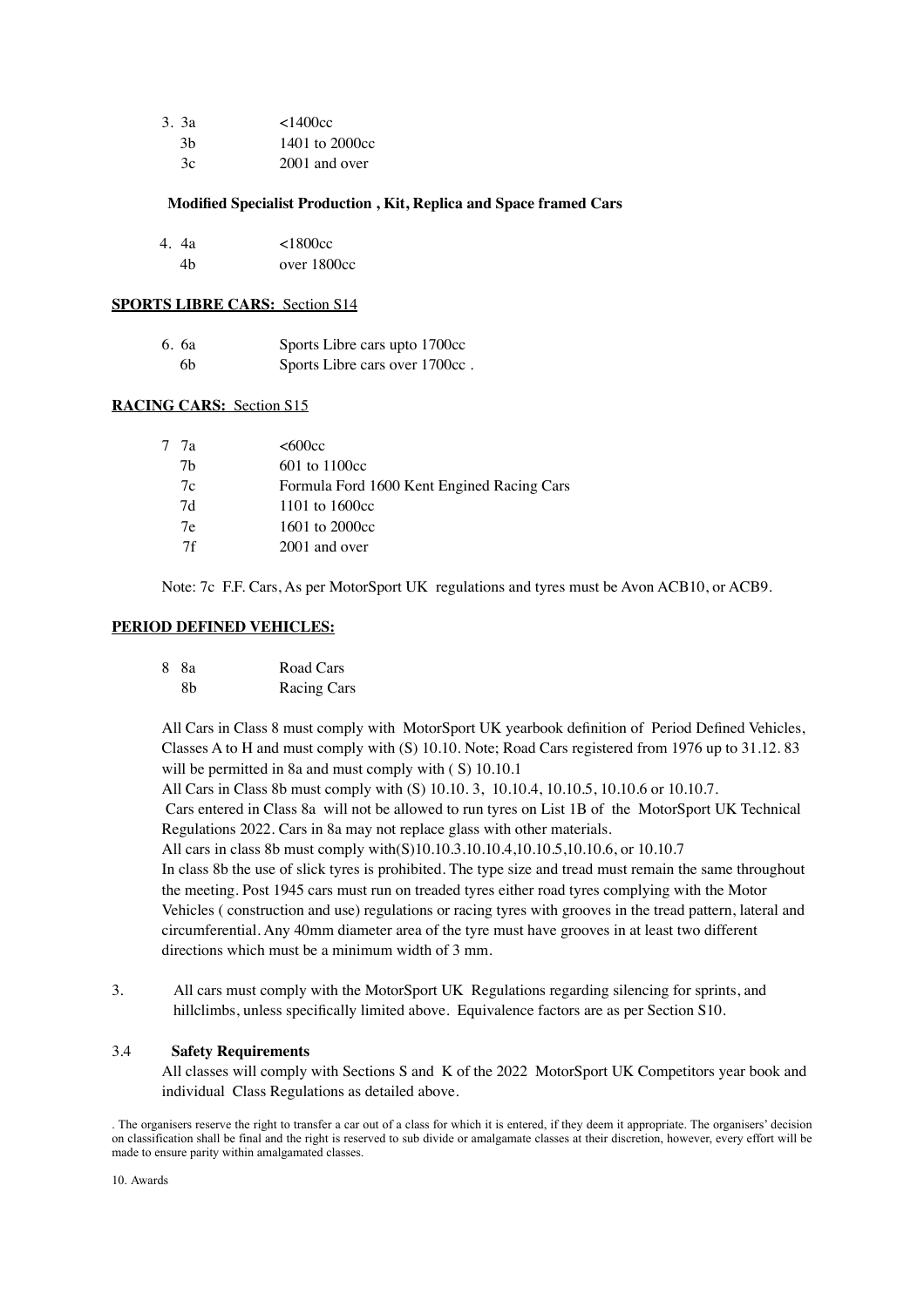| | |
|---|---|
| 3. 3a | <1400cc |
| 3b | 1401 to 2000cc |
| 3c | 2001 and over |

**Modified Specialist Production , Kit, Replica and Space framed Cars**

| | |
|---|---|
| 4. 4a | <1800cc |
| 4b | over 1800cc |

**SPORTS LIBRE CARS:** Section S14

| | |
|---|---|
| 6. 6a | Sports Libre cars upto 1700cc |
| 6b | Sports Libre cars over 1700cc . |

**RACING CARS:** Section S15

| | |
|---|---|
| 7 7a | <600cc |
| 7b | 601 to 1100cc |
| 7c | Formula Ford 1600 Kent Engined Racing Cars |
| 7d | 1101 to 1600cc |
| 7e | 1601 to 2000cc |
| 7f | 2001 and over |

Note: 7c F.F. Cars, As per MotorSport UK regulations and tyres must be Avon ACB10, or ACB9.

**PERIOD DEFINED VEHICLES:**

| | |
|---|---|
| 8 8a | Road Cars |
| 8b | Racing Cars |

All Cars in Class 8 must comply with MotorSport UK yearbook definition of Period Defined Vehicles, Classes A to H and must comply with (S) 10.10. Note; Road Cars registered from 1976 up to 31.12. 83 will be permitted in 8a and must comply with ( S) 10.10.1
All Cars in Class 8b must comply with (S) 10.10. 3, 10.10.4, 10.10.5, 10.10.6 or 10.10.7.
Cars entered in Class 8a will not be allowed to run tyres on List 1B of the MotorSport UK Technical Regulations 2022. Cars in 8a may not replace glass with other materials.
All cars in class 8b must comply with(S)10.10.3.10.10.4,10.10.5,10.10.6, or 10.10.7
In class 8b the use of slick tyres is prohibited. The type size and tread must remain the same throughout the meeting. Post 1945 cars must run on treaded tyres either road tyres complying with the Motor Vehicles ( construction and use) regulations or racing tyres with grooves in the tread pattern, lateral and circumferential. Any 40mm diameter area of the tyre must have grooves in at least two different directions which must be a minimum width of 3 mm.

3. All cars must comply with the MotorSport UK Regulations regarding silencing for sprints, and hillclimbs, unless specifically limited above. Equivalence factors are as per Section S10.

3.4 **Safety Requirements**
All classes will comply with Sections S and K of the 2022 MotorSport UK Competitors year book and individual Class Regulations as detailed above.

. The organisers reserve the right to transfer a car out of a class for which it is entered, if they deem it appropriate. The organisers' decision on classification shall be final and the right is reserved to sub divide or amalgamate classes at their discretion, however, every effort will be made to ensure parity within amalgamated classes.

10. Awards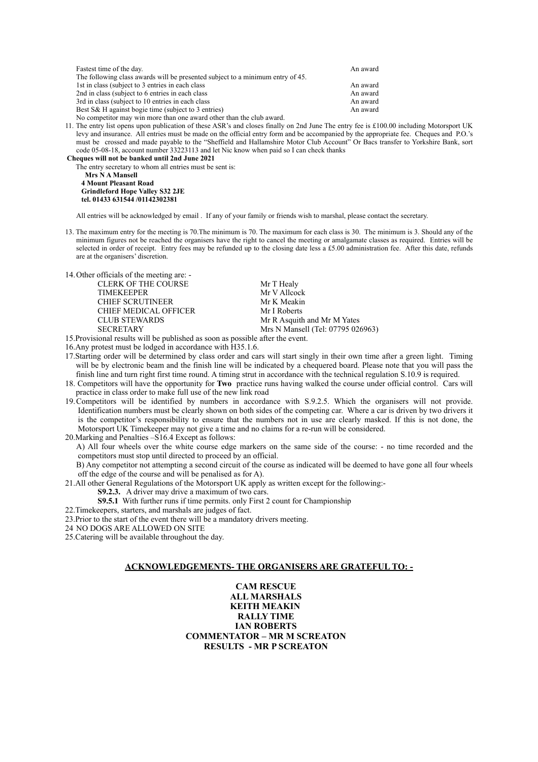| | |
|---|---|
| Fastest time of the day. | An award |
| The following class awards will be presented subject to a minimum entry of 45. | |
| 1st in class (subject to 3 entries in each class | An award |
| 2nd in class (subject to 6 entries in each class | An award |
| 3rd in class (subject to 10 entries in each class | An award |
| Best S& H against bogie time (subject to 3 entries) | An award |
| No competitor may win more than one award other than the club award. | |

11. The entry list opens upon publication of these ASR's and closes finally on 2nd June The entry fee is £100.00 including Motorsport UK levy and insurance. All entries must be made on the official entry form and be accompanied by the appropriate fee. Cheques and P.O.'s must be crossed and made payable to the "Sheffield and Hallamshire Motor Club Account" Or Bacs transfer to Yorkshire Bank, sort code 05-08-18, account number 33223113 and let Nic know when paid so I can check thanks

**Cheques will not be banked until 2nd June 2021**

The entry secretary to whom all entries must be sent is:

**Mrs N A Mansell**
**4 Mount Pleasant Road**
**Grindleford Hope Valley S32 2JE**
**tel. 01433 631544 /01142302381**

All entries will be acknowledged by email . If any of your family or friends wish to marshal, please contact the secretary.

13. The maximum entry for the meeting is 70.The minimum is 70. The maximum for each class is 30. The minimum is 3. Should any of the minimum figures not be reached the organisers have the right to cancel the meeting or amalgamate classes as required. Entries will be selected in order of receipt. Entry fees may be refunded up to the closing date less a £5.00 administration fee. After this date, refunds are at the organisers' discretion.

14. Other officials of the meeting are: -

| | |
|---|---|
| CLERK OF THE COURSE | Mr T Healy |
| TIMEKEEPER | Mr V Allcock |
| CHIEF SCRUTINEER | Mr K Meakin |
| CHIEF MEDICAL OFFICER | Mr I Roberts |
| CLUB STEWARDS | Mr R Asquith and Mr M Yates |
| SECRETARY | Mrs N Mansell (Tel: 07795 026963) |

15. Provisional results will be published as soon as possible after the event.

16. Any protest must be lodged in accordance with H35.1.6.

17. Starting order will be determined by class order and cars will start singly in their own time after a green light. Timing will be by electronic beam and the finish line will be indicated by a chequered board. Please note that you will pass the finish line and turn right first time round. A timing strut in accordance with the technical regulation S.10.9 is required.

18. Competitors will have the opportunity for **Two** practice runs having walked the course under official control. Cars will practice in class order to make full use of the new link road

19. Competitors will be identified by numbers in accordance with S.9.2.5. Which the organisers will not provide. Identification numbers must be clearly shown on both sides of the competing car. Where a car is driven by two drivers it is the competitor's responsibility to ensure that the numbers not in use are clearly masked. If this is not done, the Motorsport UK Timekeeper may not give a time and no claims for a re-run will be considered.

20. Marking and Penalties –S16.4 Except as follows:

A) All four wheels over the white course edge markers on the same side of the course: - no time recorded and the competitors must stop until directed to proceed by an official.

B) Any competitor not attempting a second circuit of the course as indicated will be deemed to have gone all four wheels off the edge of the course and will be penalised as for A).

21. All other General Regulations of the Motorsport UK apply as written except for the following:-

**S9.2.3.** A driver may drive a maximum of two cars.

**S9.5.1** With further runs if time permits. only First 2 count for Championship

22. Timekeepers, starters, and marshals are judges of fact.

23. Prior to the start of the event there will be a mandatory drivers meeting.

24 NO DOGS ARE ALLOWED ON SITE

25. Catering will be available throughout the day.

## ACKNOWLEDGEMENTS- THE ORGANISERS ARE GRATEFUL TO: -

**CAM RESCUE**
**ALL MARSHALS**
**KEITH MEAKIN**
**RALLY TIME**
**IAN ROBERTS**
**COMMENTATOR – MR M SCREATON**
**RESULTS - MR P SCREATON**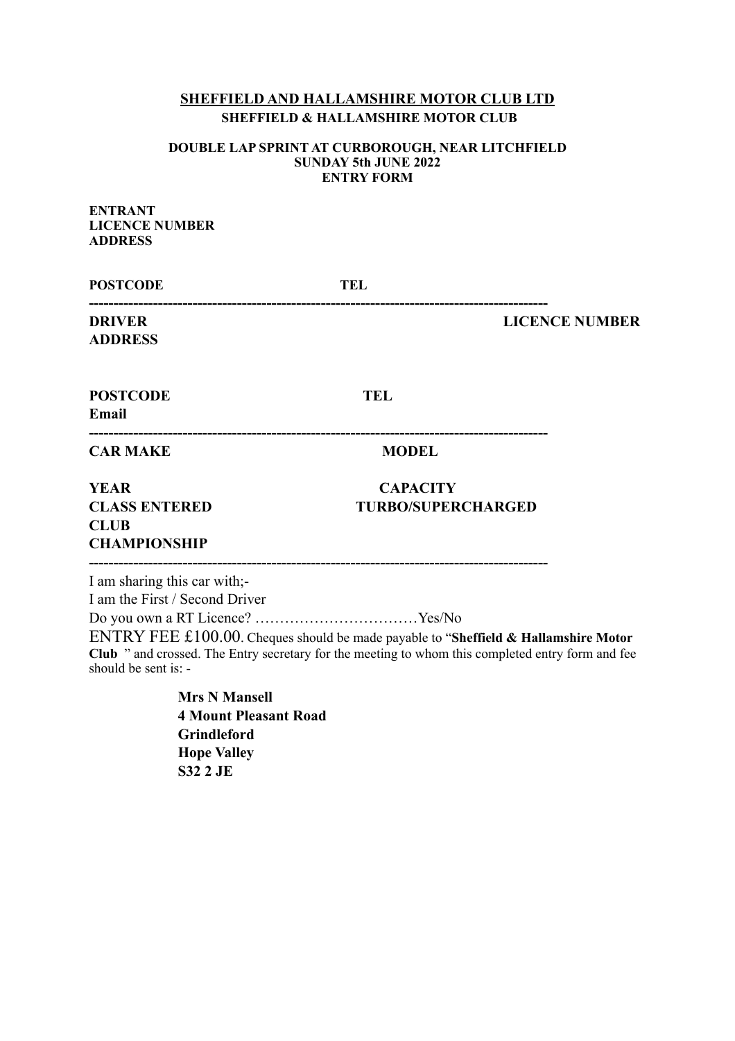**SHEFFIELD AND HALLAMSHIRE MOTOR CLUB LTD**
**SHEFFIELD & HALLAMSHIRE MOTOR CLUB**

**DOUBLE LAP SPRINT AT CURBOROUGH, NEAR LITCHFIELD**
**SUNDAY 5th JUNE 2022**
**ENTRY FORM**

**ENTRANT**
**LICENCE NUMBER**
**ADDRESS**

**POSTCODE** **TEL**

---

**DRIVER** **LICENCE NUMBER**
**ADDRESS**

**POSTCODE** **TEL**
**Email**

---

**CAR MAKE** **MODEL**

**YEAR** **CAPACITY**
**CLASS ENTERED** **TURBO/SUPERCHARGED**
**CLUB**
**CHAMPIONSHIP**

---

I am sharing this car with;-
I am the First / Second Driver
Do you own a RT Licence? ……………………………Yes/No
ENTRY FEE £100.00. Cheques should be made payable to "**Sheffield & Hallamshire Motor Club** " and crossed. The Entry secretary for the meeting to whom this completed entry form and fee should be sent is: -

**Mrs N Mansell**
**4 Mount Pleasant Road**
**Grindleford**
**Hope Valley**
**S32 2 JE**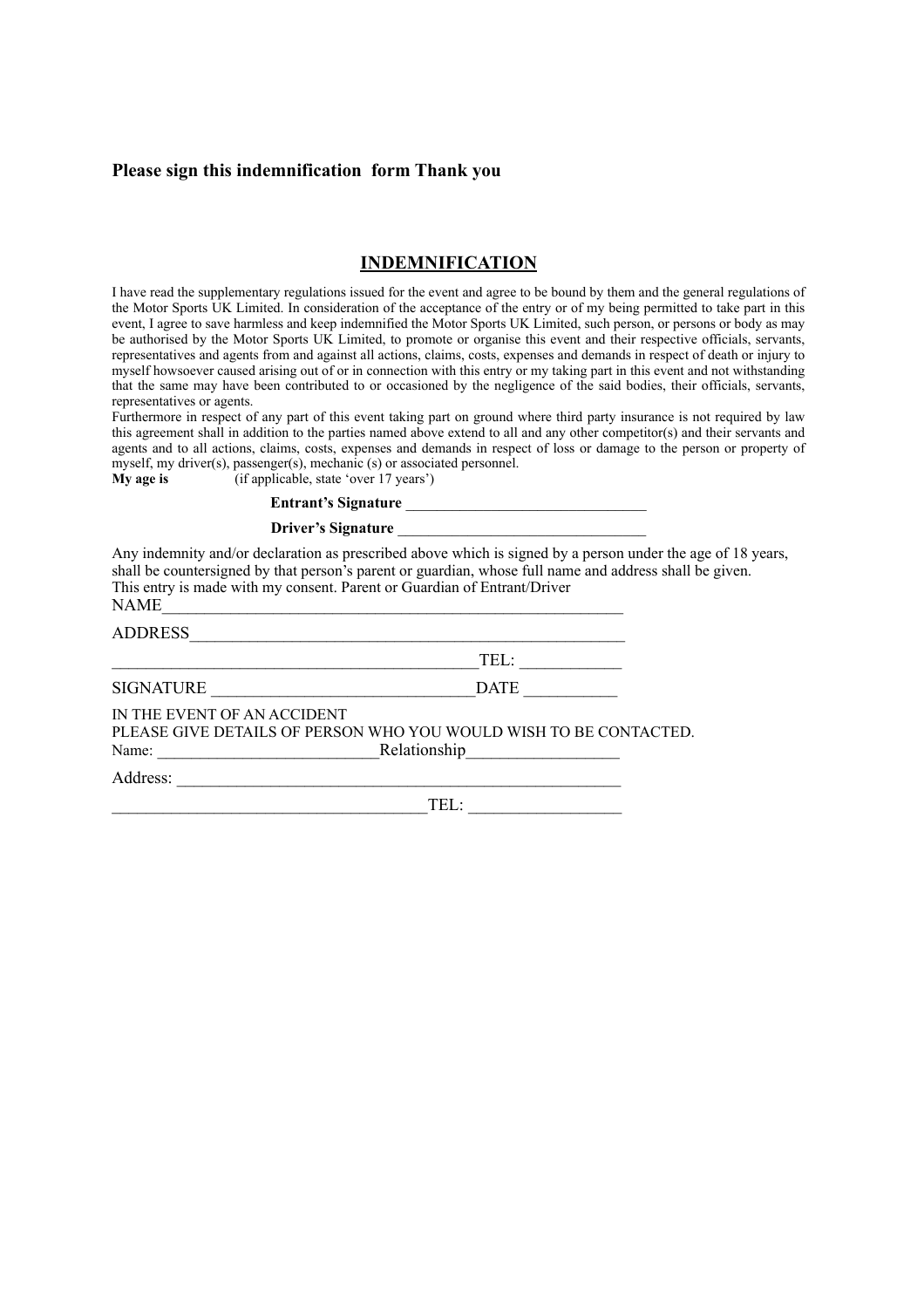**Please sign this indemnification form Thank you**

## INDEMNIFICATION

I have read the supplementary regulations issued for the event and agree to be bound by them and the general regulations of the Motor Sports UK Limited. In consideration of the acceptance of the entry or of my being permitted to take part in this event, I agree to save harmless and keep indemnified the Motor Sports UK Limited, such person, or persons or body as may be authorised by the Motor Sports UK Limited, to promote or organise this event and their respective officials, servants, representatives and agents from and against all actions, claims, costs, expenses and demands in respect of death or injury to myself howsoever caused arising out of or in connection with this entry or my taking part in this event and not withstanding that the same may have been contributed to or occasioned by the negligence of the said bodies, their officials, servants, representatives or agents.

Furthermore in respect of any part of this event taking part on ground where third party insurance is not required by law this agreement shall in addition to the parties named above extend to all and any other competitor(s) and their servants and agents and to all actions, claims, costs, expenses and demands in respect of loss or damage to the person or property of myself, my driver(s), passenger(s), mechanic (s) or associated personnel.

**My age is** (if applicable, state 'over 17 years')

**Entrant's Signature** ______________________________

**Driver's Signature** _______________________________

Any indemnity and/or declaration as prescribed above which is signed by a person under the age of 18 years, shall be countersigned by that person's parent or guardian, whose full name and address shall be given.

This entry is made with my consent. Parent or Guardian of Entrant/Driver

NAME_________________________________________________________

ADDRESS______________________________________________________

__________________________________________TEL: ____________

SIGNATURE ______________________________DATE ___________

IN THE EVENT OF AN ACCIDENT

PLEASE GIVE DETAILS OF PERSON WHO YOU WOULD WISH TO BE CONTACTED.

Name: ___________________________Relationship__________________

Address: _____________________________________________________

_____________________________________TEL: __________________